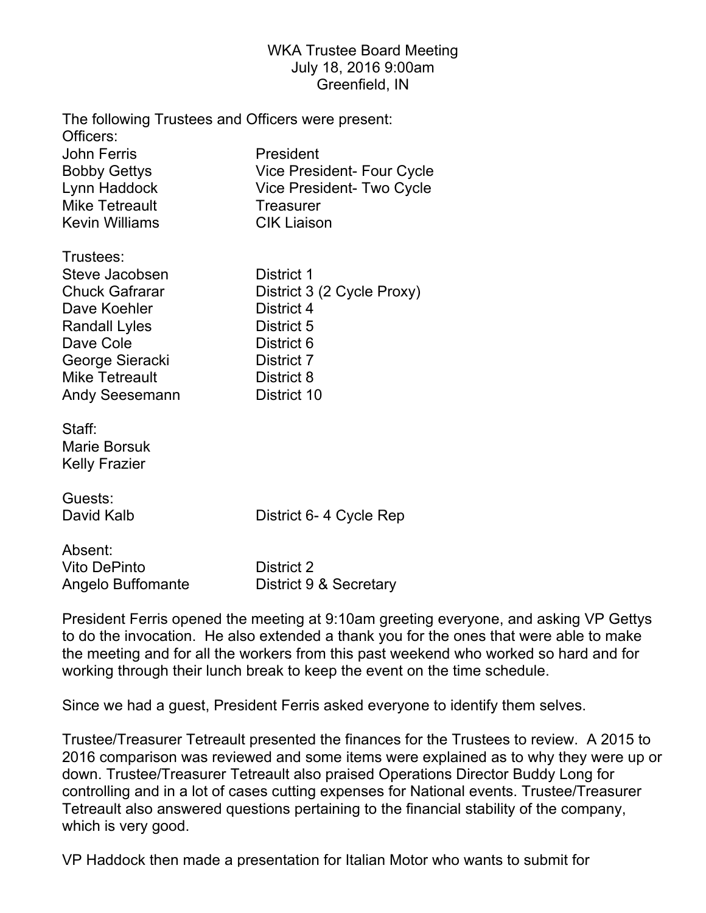WKA Trustee Board Meeting
July 18, 2016 9:00am
Greenfield, IN

The following Trustees and Officers were present:

Officers:

| | |
|---|---|
| John Ferris | President |
| Bobby Gettys | Vice President- Four Cycle |
| Lynn Haddock | Vice President- Two Cycle |
| Mike Tetreault | Treasurer |
| Kevin Williams | CIK Liaison |

Trustees:

| | |
|---|---|
| Steve Jacobsen | District 1 |
| Chuck Gafrarar | District 3 (2 Cycle Proxy) |
| Dave Koehler | District 4 |
| Randall Lyles | District 5 |
| Dave Cole | District 6 |
| George Sieracki | District 7 |
| Mike Tetreault | District 8 |
| Andy Seesemann | District 10 |

Staff:
Marie Borsuk
Kelly Frazier

Guests:

| | |
|---|---|
| David Kalb | District 6- 4 Cycle Rep |

Absent:

| | |
|---|---|
| Vito DePinto | District 2 |
| Angelo Buffomante | District 9 & Secretary |

President Ferris opened the meeting at 9:10am greeting everyone, and asking VP Gettys to do the invocation. He also extended a thank you for the ones that were able to make the meeting and for all the workers from this past weekend who worked so hard and for working through their lunch break to keep the event on the time schedule.

Since we had a guest, President Ferris asked everyone to identify them selves.

Trustee/Treasurer Tetreault presented the finances for the Trustees to review. A 2015 to 2016 comparison was reviewed and some items were explained as to why they were up or down. Trustee/Treasurer Tetreault also praised Operations Director Buddy Long for controlling and in a lot of cases cutting expenses for National events. Trustee/Treasurer Tetreault also answered questions pertaining to the financial stability of the company, which is very good.

VP Haddock then made a presentation for Italian Motor who wants to submit for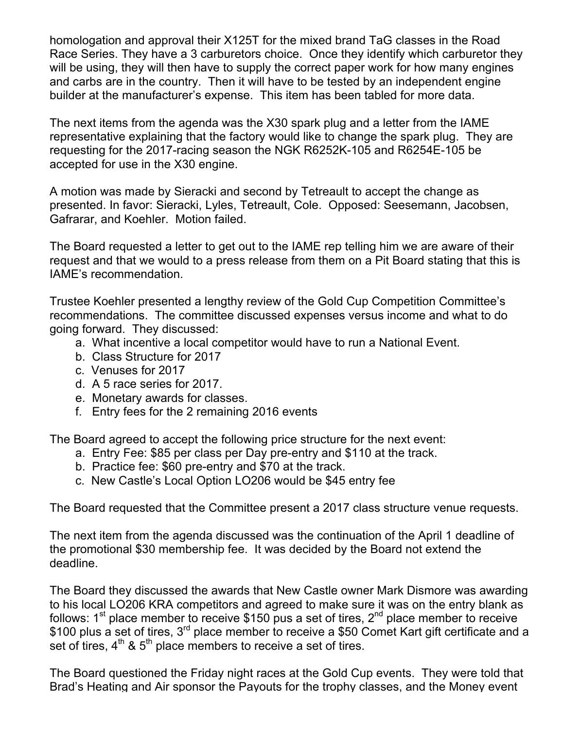homologation and approval their X125T for the mixed brand TaG classes in the Road Race Series. They have a 3 carburetors choice. Once they identify which carburetor they will be using, they will then have to supply the correct paper work for how many engines and carbs are in the country. Then it will have to be tested by an independent engine builder at the manufacturer's expense. This item has been tabled for more data.

The next items from the agenda was the X30 spark plug and a letter from the IAME representative explaining that the factory would like to change the spark plug. They are requesting for the 2017-racing season the NGK R6252K-105 and R6254E-105 be accepted for use in the X30 engine.

A motion was made by Sieracki and second by Tetreault to accept the change as presented. In favor: Sieracki, Lyles, Tetreault, Cole. Opposed: Seesemann, Jacobsen, Gafrarar, and Koehler. Motion failed.

The Board requested a letter to get out to the IAME rep telling him we are aware of their request and that we would to a press release from them on a Pit Board stating that this is IAME's recommendation.

Trustee Koehler presented a lengthy review of the Gold Cup Competition Committee's recommendations. The committee discussed expenses versus income and what to do going forward. They discussed:

a. What incentive a local competitor would have to run a National Event.
b. Class Structure for 2017
c. Venuses for 2017
d. A 5 race series for 2017.
e. Monetary awards for classes.
f. Entry fees for the 2 remaining 2016 events

The Board agreed to accept the following price structure for the next event:

a. Entry Fee: $85 per class per Day pre-entry and $110 at the track.
b. Practice fee: $60 pre-entry and $70 at the track.
c. New Castle's Local Option LO206 would be $45 entry fee

The Board requested that the Committee present a 2017 class structure venue requests.

The next item from the agenda discussed was the continuation of the April 1 deadline of the promotional $30 membership fee. It was decided by the Board not extend the deadline.

The Board they discussed the awards that New Castle owner Mark Dismore was awarding to his local LO206 KRA competitors and agreed to make sure it was on the entry blank as follows: 1st place member to receive $150 pus a set of tires, 2nd place member to receive $100 plus a set of tires, 3rd place member to receive a $50 Comet Kart gift certificate and a set of tires, 4th & 5th place members to receive a set of tires.

The Board questioned the Friday night races at the Gold Cup events. They were told that Brad's Heating and Air sponsor the Payouts for the trophy classes, and the Money event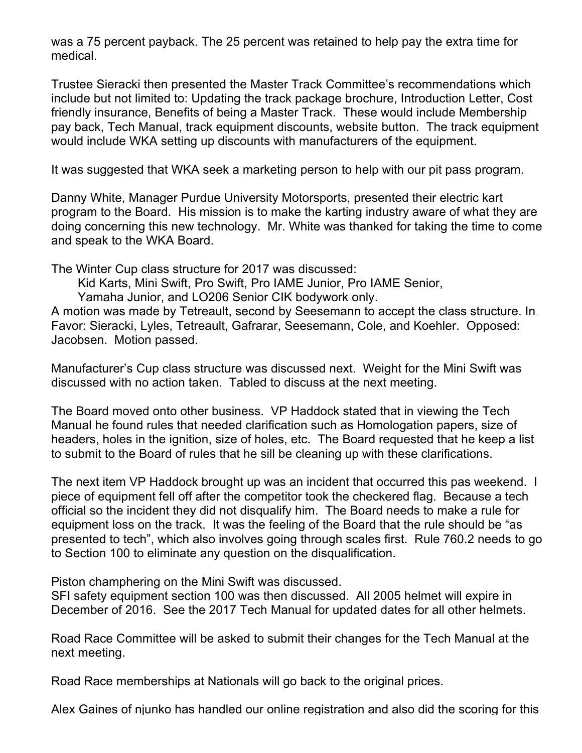was a 75 percent payback. The 25 percent was retained to help pay the extra time for medical.

Trustee Sieracki then presented the Master Track Committee's recommendations which include but not limited to: Updating the track package brochure, Introduction Letter, Cost friendly insurance, Benefits of being a Master Track. These would include Membership pay back, Tech Manual, track equipment discounts, website button. The track equipment would include WKA setting up discounts with manufacturers of the equipment.

It was suggested that WKA seek a marketing person to help with our pit pass program.

Danny White, Manager Purdue University Motorsports, presented their electric kart program to the Board. His mission is to make the karting industry aware of what they are doing concerning this new technology. Mr. White was thanked for taking the time to come and speak to the WKA Board.

The Winter Cup class structure for 2017 was discussed:

Kid Karts, Mini Swift, Pro Swift, Pro IAME Junior, Pro IAME Senior,
Yamaha Junior, and LO206 Senior CIK bodywork only.

A motion was made by Tetreault, second by Seesemann to accept the class structure. In Favor: Sieracki, Lyles, Tetreault, Gafrarar, Seesemann, Cole, and Koehler. Opposed: Jacobsen. Motion passed.

Manufacturer's Cup class structure was discussed next. Weight for the Mini Swift was discussed with no action taken. Tabled to discuss at the next meeting.

The Board moved onto other business. VP Haddock stated that in viewing the Tech Manual he found rules that needed clarification such as Homologation papers, size of headers, holes in the ignition, size of holes, etc. The Board requested that he keep a list to submit to the Board of rules that he sill be cleaning up with these clarifications.

The next item VP Haddock brought up was an incident that occurred this pas weekend. I piece of equipment fell off after the competitor took the checkered flag. Because a tech official so the incident they did not disqualify him. The Board needs to make a rule for equipment loss on the track. It was the feeling of the Board that the rule should be "as presented to tech", which also involves going through scales first. Rule 760.2 needs to go to Section 100 to eliminate any question on the disqualification.

Piston champhering on the Mini Swift was discussed.
SFI safety equipment section 100 was then discussed. All 2005 helmet will expire in December of 2016. See the 2017 Tech Manual for updated dates for all other helmets.

Road Race Committee will be asked to submit their changes for the Tech Manual at the next meeting.

Road Race memberships at Nationals will go back to the original prices.

Alex Gaines of njunko has handled our online registration and also did the scoring for this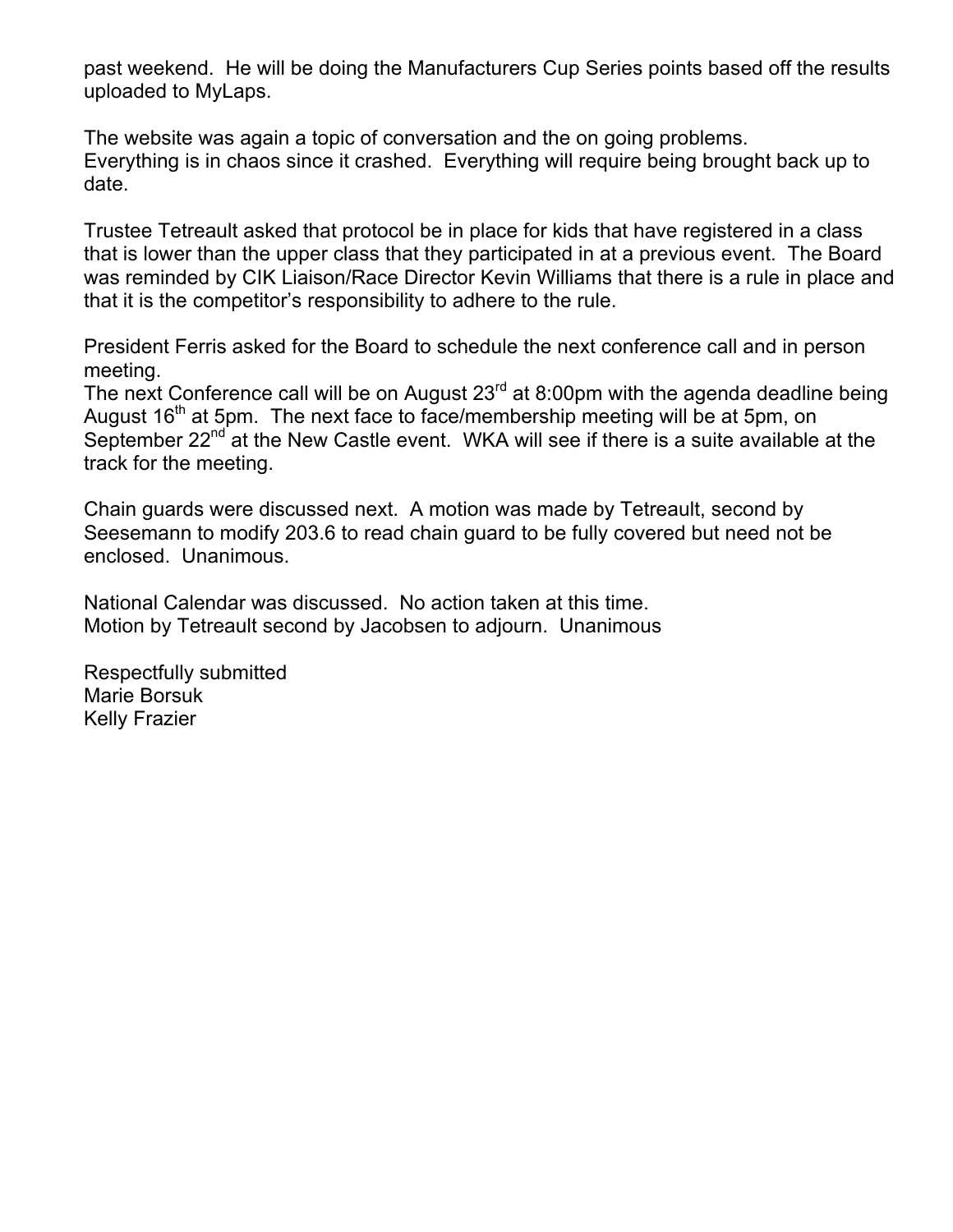past weekend. He will be doing the Manufacturers Cup Series points based off the results uploaded to MyLaps.

The website was again a topic of conversation and the on going problems.
Everything is in chaos since it crashed. Everything will require being brought back up to date.

Trustee Tetreault asked that protocol be in place for kids that have registered in a class that is lower than the upper class that they participated in at a previous event. The Board was reminded by CIK Liaison/Race Director Kevin Williams that there is a rule in place and that it is the competitor's responsibility to adhere to the rule.

President Ferris asked for the Board to schedule the next conference call and in person meeting.
The next Conference call will be on August 23rd at 8:00pm with the agenda deadline being August 16th at 5pm. The next face to face/membership meeting will be at 5pm, on September 22nd at the New Castle event. WKA will see if there is a suite available at the track for the meeting.

Chain guards were discussed next. A motion was made by Tetreault, second by Seesemann to modify 203.6 to read chain guard to be fully covered but need not be enclosed. Unanimous.

National Calendar was discussed. No action taken at this time.
Motion by Tetreault second by Jacobsen to adjourn. Unanimous

Respectfully submitted
Marie Borsuk
Kelly Frazier